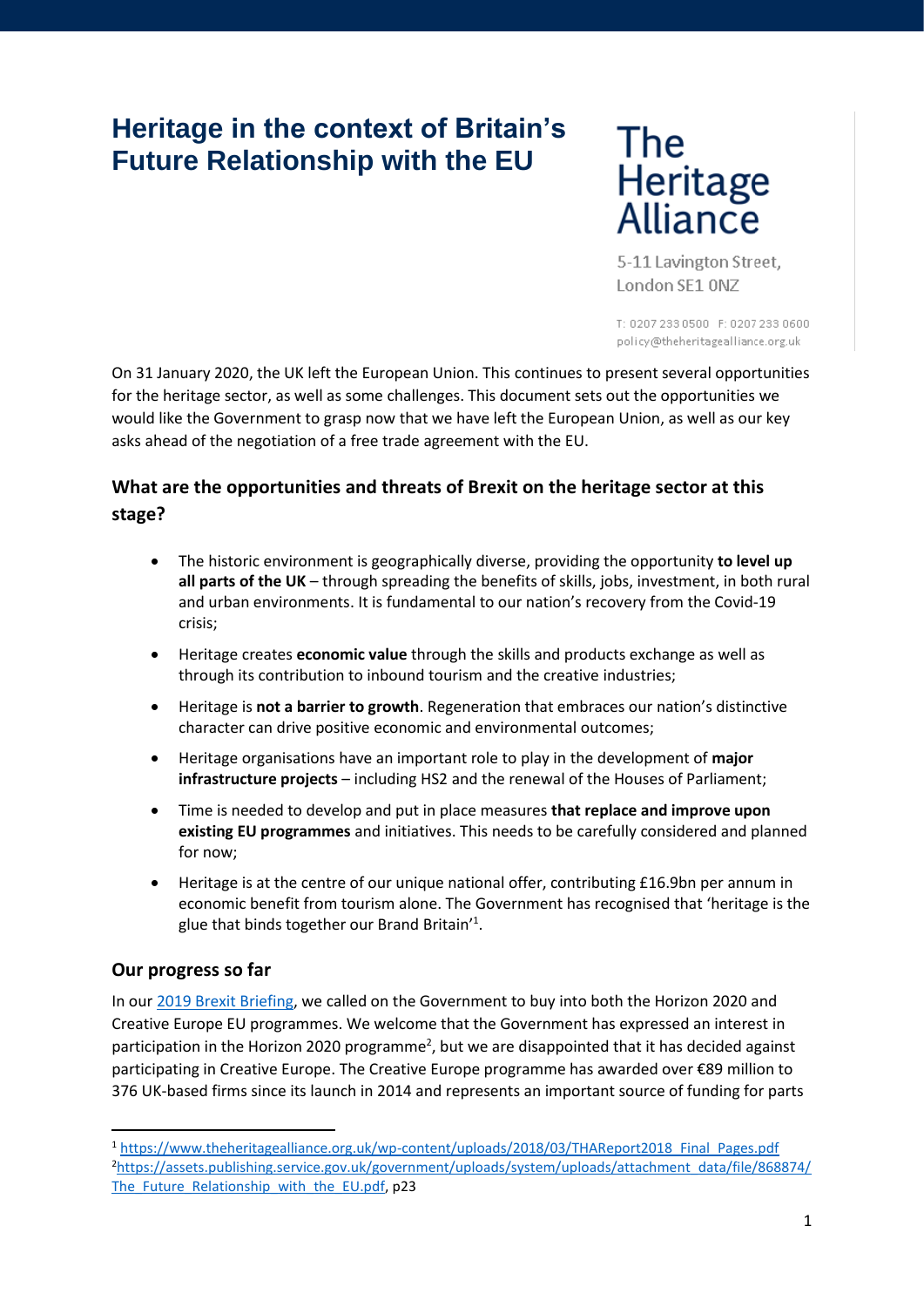# Heritage in the context of Britain's Future Relationship with the EU

The Heritage Alliance

5-11 Lavington Street,
London SE1 0NZ

T: 0207 233 0500 F: 0207 233 0600
policy@theheritagealliance.org.uk

On 31 January 2020, the UK left the European Union. This continues to present several opportunities for the heritage sector, as well as some challenges. This document sets out the opportunities we would like the Government to grasp now that we have left the European Union, as well as our key asks ahead of the negotiation of a free trade agreement with the EU.

## What are the opportunities and threats of Brexit on the heritage sector at this stage?

- The historic environment is geographically diverse, providing the opportunity **to level up all parts of the UK** – through spreading the benefits of skills, jobs, investment, in both rural and urban environments. It is fundamental to our nation's recovery from the Covid-19 crisis;
- Heritage creates **economic value** through the skills and products exchange as well as through its contribution to inbound tourism and the creative industries;
- Heritage is **not a barrier to growth**. Regeneration that embraces our nation's distinctive character can drive positive economic and environmental outcomes;
- Heritage organisations have an important role to play in the development of **major infrastructure projects** – including HS2 and the renewal of the Houses of Parliament;
- Time is needed to develop and put in place measures **that replace and improve upon existing EU programmes** and initiatives. This needs to be carefully considered and planned for now;
- Heritage is at the centre of our unique national offer, contributing £16.9bn per annum in economic benefit from tourism alone. The Government has recognised that 'heritage is the glue that binds together our Brand Britain'[1].

## Our progress so far

In our 2019 Brexit Briefing, we called on the Government to buy into both the Horizon 2020 and Creative Europe EU programmes. We welcome that the Government has expressed an interest in participation in the Horizon 2020 programme[2], but we are disappointed that it has decided against participating in Creative Europe. The Creative Europe programme has awarded over €89 million to 376 UK-based firms since its launch in 2014 and represents an important source of funding for parts

---

[1] https://www.theheritagealliance.org.uk/wp-content/uploads/2018/03/THAReport2018_Final_Pages.pdf

[2] https://assets.publishing.service.gov.uk/government/uploads/system/uploads/attachment_data/file/868874/The_Future_Relationship_with_the_EU.pdf, p23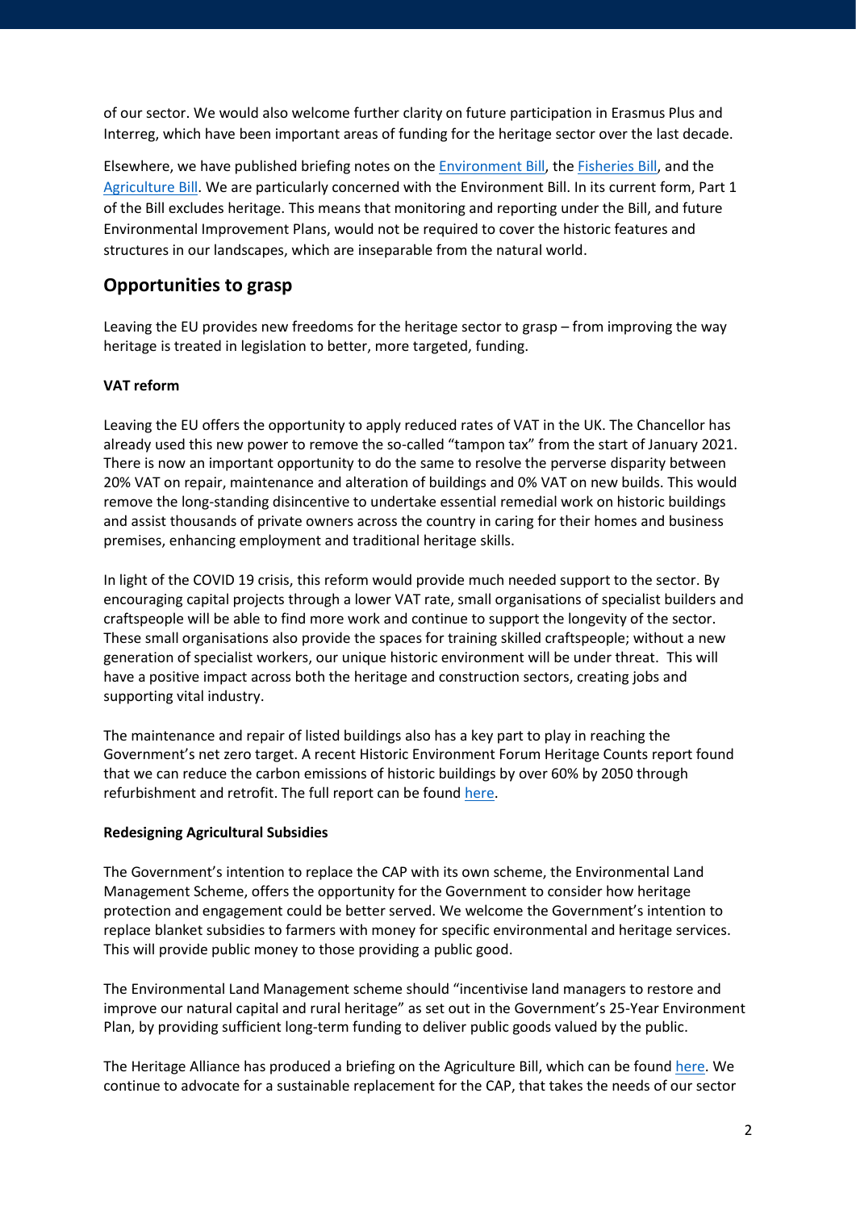of our sector. We would also welcome further clarity on future participation in Erasmus Plus and Interreg, which have been important areas of funding for the heritage sector over the last decade.

Elsewhere, we have published briefing notes on the Environment Bill, the Fisheries Bill, and the Agriculture Bill. We are particularly concerned with the Environment Bill. In its current form, Part 1 of the Bill excludes heritage. This means that monitoring and reporting under the Bill, and future Environmental Improvement Plans, would not be required to cover the historic features and structures in our landscapes, which are inseparable from the natural world.

## Opportunities to grasp

Leaving the EU provides new freedoms for the heritage sector to grasp – from improving the way heritage is treated in legislation to better, more targeted, funding.

**VAT reform**

Leaving the EU offers the opportunity to apply reduced rates of VAT in the UK. The Chancellor has already used this new power to remove the so-called "tampon tax" from the start of January 2021. There is now an important opportunity to do the same to resolve the perverse disparity between 20% VAT on repair, maintenance and alteration of buildings and 0% VAT on new builds. This would remove the long-standing disincentive to undertake essential remedial work on historic buildings and assist thousands of private owners across the country in caring for their homes and business premises, enhancing employment and traditional heritage skills.

In light of the COVID 19 crisis, this reform would provide much needed support to the sector. By encouraging capital projects through a lower VAT rate, small organisations of specialist builders and craftspeople will be able to find more work and continue to support the longevity of the sector. These small organisations also provide the spaces for training skilled craftspeople; without a new generation of specialist workers, our unique historic environment will be under threat. This will have a positive impact across both the heritage and construction sectors, creating jobs and supporting vital industry.

The maintenance and repair of listed buildings also has a key part to play in reaching the Government's net zero target. A recent Historic Environment Forum Heritage Counts report found that we can reduce the carbon emissions of historic buildings by over 60% by 2050 through refurbishment and retrofit. The full report can be found here.

**Redesigning Agricultural Subsidies**

The Government's intention to replace the CAP with its own scheme, the Environmental Land Management Scheme, offers the opportunity for the Government to consider how heritage protection and engagement could be better served. We welcome the Government's intention to replace blanket subsidies to farmers with money for specific environmental and heritage services. This will provide public money to those providing a public good.

The Environmental Land Management scheme should "incentivise land managers to restore and improve our natural capital and rural heritage" as set out in the Government's 25-Year Environment Plan, by providing sufficient long-term funding to deliver public goods valued by the public.

The Heritage Alliance has produced a briefing on the Agriculture Bill, which can be found here. We continue to advocate for a sustainable replacement for the CAP, that takes the needs of our sector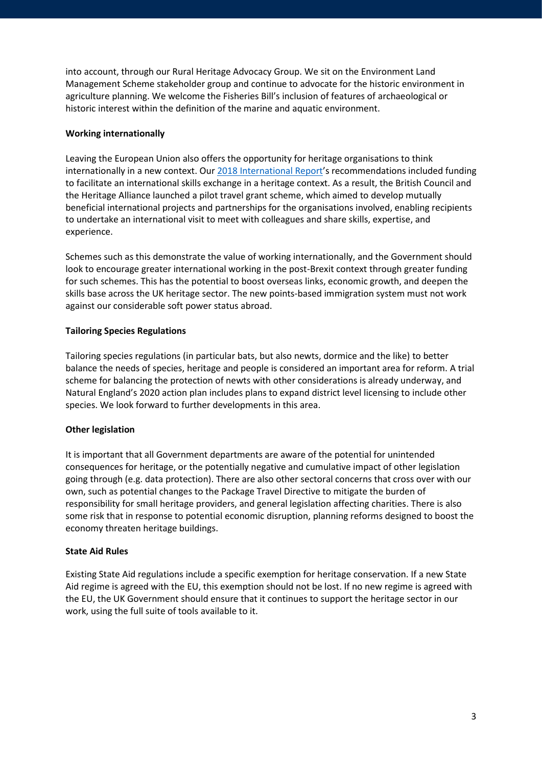into account, through our Rural Heritage Advocacy Group. We sit on the Environment Land Management Scheme stakeholder group and continue to advocate for the historic environment in agriculture planning. We welcome the Fisheries Bill's inclusion of features of archaeological or historic interest within the definition of the marine and aquatic environment.

**Working internationally**

Leaving the European Union also offers the opportunity for heritage organisations to think internationally in a new context. Our [2018 International Report]'s recommendations included funding to facilitate an international skills exchange in a heritage context. As a result, the British Council and the Heritage Alliance launched a pilot travel grant scheme, which aimed to develop mutually beneficial international projects and partnerships for the organisations involved, enabling recipients to undertake an international visit to meet with colleagues and share skills, expertise, and experience.

Schemes such as this demonstrate the value of working internationally, and the Government should look to encourage greater international working in the post-Brexit context through greater funding for such schemes. This has the potential to boost overseas links, economic growth, and deepen the skills base across the UK heritage sector. The new points-based immigration system must not work against our considerable soft power status abroad.

**Tailoring Species Regulations**

Tailoring species regulations (in particular bats, but also newts, dormice and the like) to better balance the needs of species, heritage and people is considered an important area for reform. A trial scheme for balancing the protection of newts with other considerations is already underway, and Natural England's 2020 action plan includes plans to expand district level licensing to include other species. We look forward to further developments in this area.

**Other legislation**

It is important that all Government departments are aware of the potential for unintended consequences for heritage, or the potentially negative and cumulative impact of other legislation going through (e.g. data protection). There are also other sectoral concerns that cross over with our own, such as potential changes to the Package Travel Directive to mitigate the burden of responsibility for small heritage providers, and general legislation affecting charities. There is also some risk that in response to potential economic disruption, planning reforms designed to boost the economy threaten heritage buildings.

**State Aid Rules**

Existing State Aid regulations include a specific exemption for heritage conservation. If a new State Aid regime is agreed with the EU, this exemption should not be lost. If no new regime is agreed with the EU, the UK Government should ensure that it continues to support the heritage sector in our work, using the full suite of tools available to it.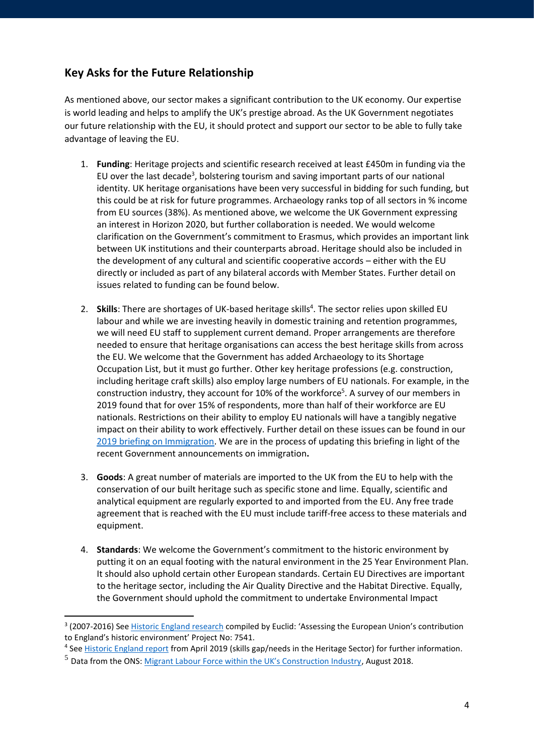## Key Asks for the Future Relationship

As mentioned above, our sector makes a significant contribution to the UK economy. Our expertise is world leading and helps to amplify the UK's prestige abroad. As the UK Government negotiates our future relationship with the EU, it should protect and support our sector to be able to fully take advantage of leaving the EU.

1. **Funding**: Heritage projects and scientific research received at least £450m in funding via the EU over the last decade[3], bolstering tourism and saving important parts of our national identity. UK heritage organisations have been very successful in bidding for such funding, but this could be at risk for future programmes. Archaeology ranks top of all sectors in % income from EU sources (38%). As mentioned above, we welcome the UK Government expressing an interest in Horizon 2020, but further collaboration is needed. We would welcome clarification on the Government's commitment to Erasmus, which provides an important link between UK institutions and their counterparts abroad. Heritage should also be included in the development of any cultural and scientific cooperative accords – either with the EU directly or included as part of any bilateral accords with Member States. Further detail on issues related to funding can be found below.

2. **Skills**: There are shortages of UK-based heritage skills[4]. The sector relies upon skilled EU labour and while we are investing heavily in domestic training and retention programmes, we will need EU staff to supplement current demand. Proper arrangements are therefore needed to ensure that heritage organisations can access the best heritage skills from across the EU. We welcome that the Government has added Archaeology to its Shortage Occupation List, but it must go further. Other key heritage professions (e.g. construction, including heritage craft skills) also employ large numbers of EU nationals. For example, in the construction industry, they account for 10% of the workforce[5]. A survey of our members in 2019 found that for over 15% of respondents, more than half of their workforce are EU nationals. Restrictions on their ability to employ EU nationals will have a tangibly negative impact on their ability to work effectively. Further detail on these issues can be found in our 2019 briefing on Immigration. We are in the process of updating this briefing in light of the recent Government announcements on immigration.

3. **Goods**: A great number of materials are imported to the UK from the EU to help with the conservation of our built heritage such as specific stone and lime. Equally, scientific and analytical equipment are regularly exported to and imported from the EU. Any free trade agreement that is reached with the EU must include tariff-free access to these materials and equipment.

4. **Standards**: We welcome the Government's commitment to the historic environment by putting it on an equal footing with the natural environment in the 25 Year Environment Plan. It should also uphold certain other European standards. Certain EU Directives are important to the heritage sector, including the Air Quality Directive and the Habitat Directive. Equally, the Government should uphold the commitment to undertake Environmental Impact

---

[3] (2007-2016) See Historic England research compiled by Euclid: 'Assessing the European Union's contribution to England's historic environment' Project No: 7541.

[4] See Historic England report from April 2019 (skills gap/needs in the Heritage Sector) for further information.

[5] Data from the ONS: Migrant Labour Force within the UK's Construction Industry, August 2018.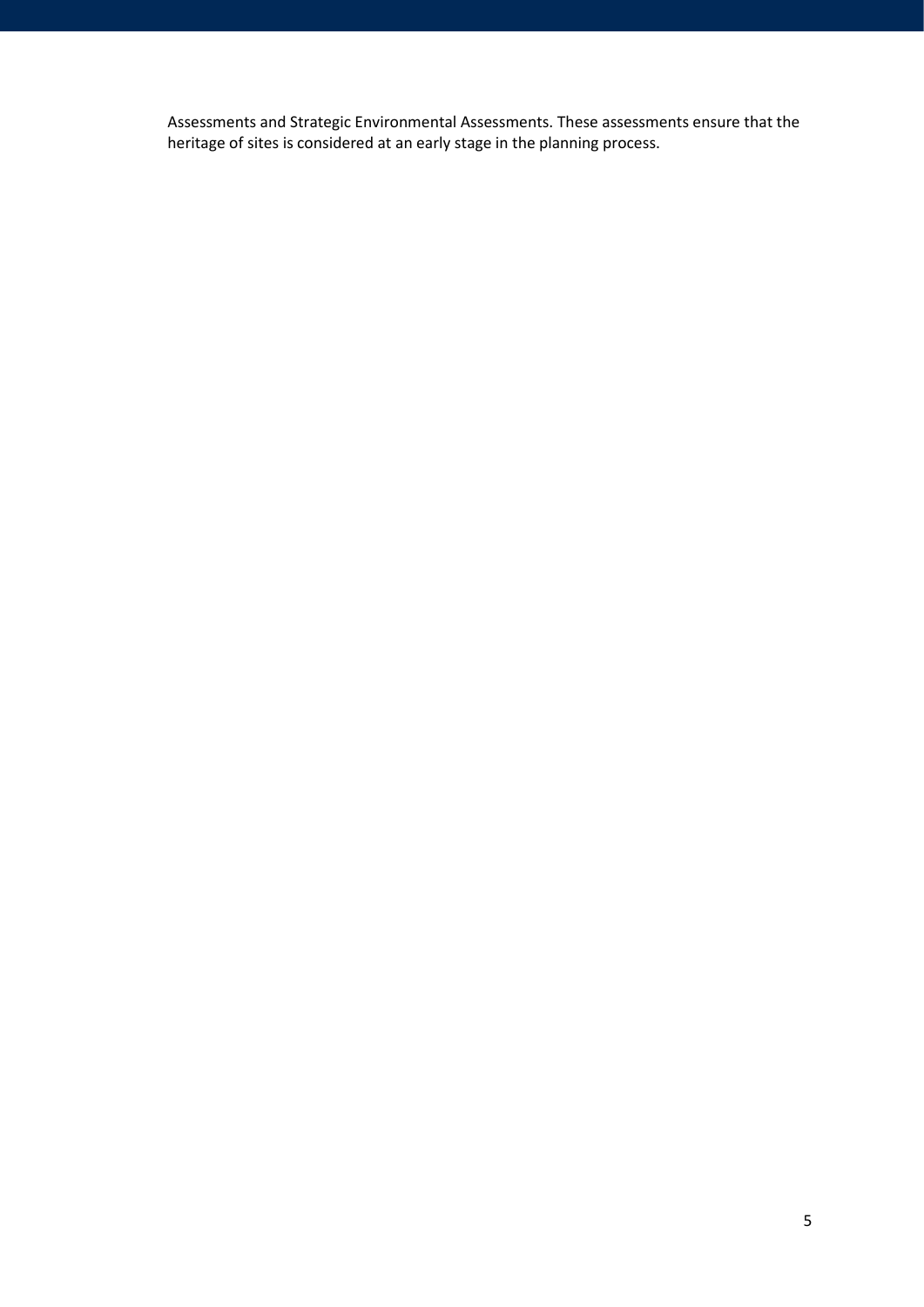Assessments and Strategic Environmental Assessments. These assessments ensure that the heritage of sites is considered at an early stage in the planning process.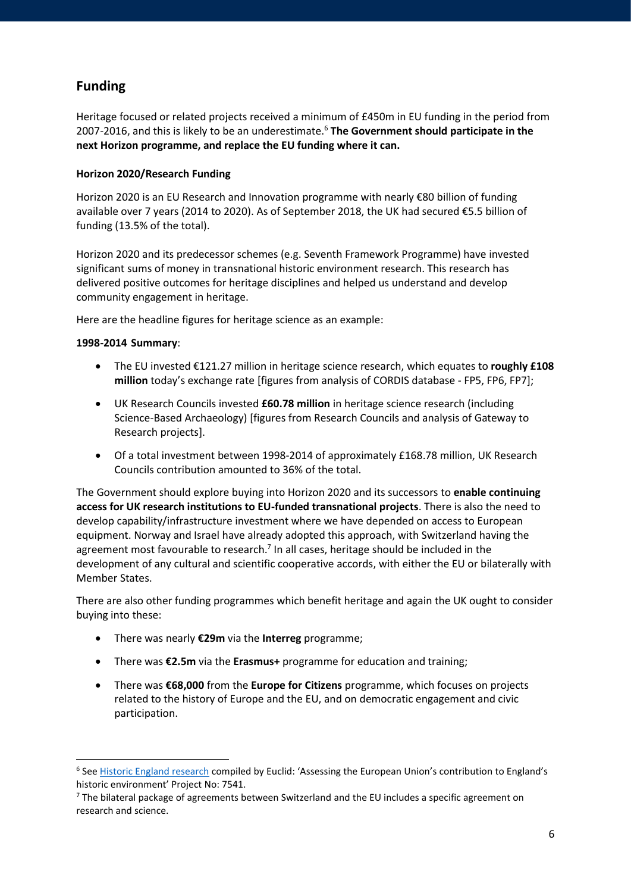## Funding

Heritage focused or related projects received a minimum of £450m in EU funding in the period from 2007-2016, and this is likely to be an underestimate.[6] **The Government should participate in the next Horizon programme, and replace the EU funding where it can.**

### Horizon 2020/Research Funding

Horizon 2020 is an EU Research and Innovation programme with nearly €80 billion of funding available over 7 years (2014 to 2020). As of September 2018, the UK had secured €5.5 billion of funding (13.5% of the total).

Horizon 2020 and its predecessor schemes (e.g. Seventh Framework Programme) have invested significant sums of money in transnational historic environment research. This research has delivered positive outcomes for heritage disciplines and helped us understand and develop community engagement in heritage.

Here are the headline figures for heritage science as an example:

**1998-2014 Summary**:

- The EU invested €121.27 million in heritage science research, which equates to **roughly £108 million** today's exchange rate [figures from analysis of CORDIS database - FP5, FP6, FP7];
- UK Research Councils invested **£60.78 million** in heritage science research (including Science-Based Archaeology) [figures from Research Councils and analysis of Gateway to Research projects].
- Of a total investment between 1998-2014 of approximately £168.78 million, UK Research Councils contribution amounted to 36% of the total.

The Government should explore buying into Horizon 2020 and its successors to **enable continuing access for UK research institutions to EU-funded transnational projects**. There is also the need to develop capability/infrastructure investment where we have depended on access to European equipment. Norway and Israel have already adopted this approach, with Switzerland having the agreement most favourable to research.[7] In all cases, heritage should be included in the development of any cultural and scientific cooperative accords, with either the EU or bilaterally with Member States.

There are also other funding programmes which benefit heritage and again the UK ought to consider buying into these:

- There was nearly **€29m** via the **Interreg** programme;
- There was **€2.5m** via the **Erasmus+** programme for education and training;
- There was **€68,000** from the **Europe for Citizens** programme, which focuses on projects related to the history of Europe and the EU, and on democratic engagement and civic participation.

---

[6] See Historic England research compiled by Euclid: 'Assessing the European Union's contribution to England's historic environment' Project No: 7541.

[7] The bilateral package of agreements between Switzerland and the EU includes a specific agreement on research and science.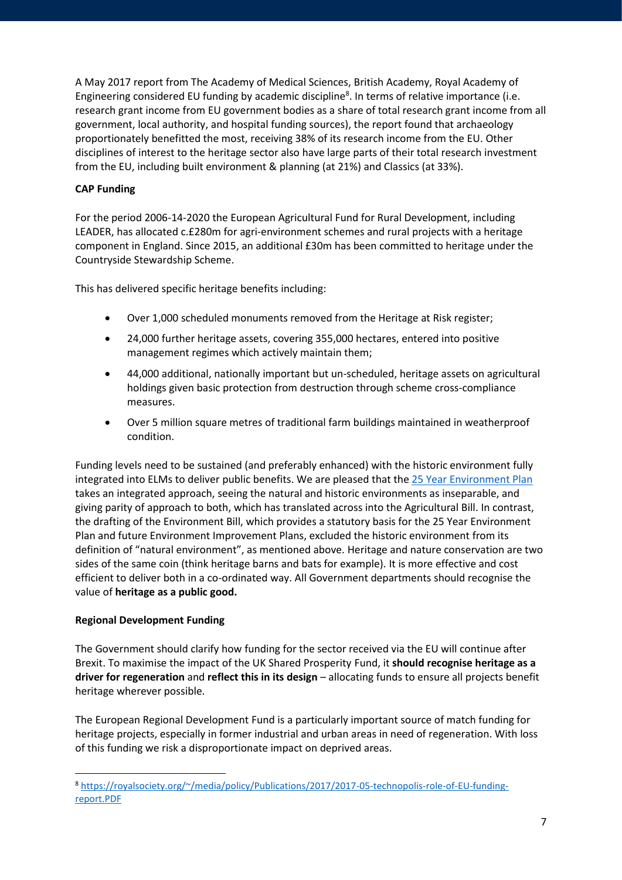A May 2017 report from The Academy of Medical Sciences, British Academy, Royal Academy of Engineering considered EU funding by academic discipline[8]. In terms of relative importance (i.e. research grant income from EU government bodies as a share of total research grant income from all government, local authority, and hospital funding sources), the report found that archaeology proportionately benefitted the most, receiving 38% of its research income from the EU. Other disciplines of interest to the heritage sector also have large parts of their total research investment from the EU, including built environment & planning (at 21%) and Classics (at 33%).

**CAP Funding**

For the period 2006-14-2020 the European Agricultural Fund for Rural Development, including LEADER, has allocated c.£280m for agri-environment schemes and rural projects with a heritage component in England. Since 2015, an additional £30m has been committed to heritage under the Countryside Stewardship Scheme.

This has delivered specific heritage benefits including:

- Over 1,000 scheduled monuments removed from the Heritage at Risk register;
- 24,000 further heritage assets, covering 355,000 hectares, entered into positive management regimes which actively maintain them;
- 44,000 additional, nationally important but un-scheduled, heritage assets on agricultural holdings given basic protection from destruction through scheme cross-compliance measures.
- Over 5 million square metres of traditional farm buildings maintained in weatherproof condition.

Funding levels need to be sustained (and preferably enhanced) with the historic environment fully integrated into ELMs to deliver public benefits. We are pleased that the [25 Year Environment Plan](#) takes an integrated approach, seeing the natural and historic environments as inseparable, and giving parity of approach to both, which has translated across into the Agricultural Bill. In contrast, the drafting of the Environment Bill, which provides a statutory basis for the 25 Year Environment Plan and future Environment Improvement Plans, excluded the historic environment from its definition of "natural environment", as mentioned above. Heritage and nature conservation are two sides of the same coin (think heritage barns and bats for example). It is more effective and cost efficient to deliver both in a co-ordinated way. All Government departments should recognise the value of **heritage as a public good.**

**Regional Development Funding**

The Government should clarify how funding for the sector received via the EU will continue after Brexit. To maximise the impact of the UK Shared Prosperity Fund, it **should recognise heritage as a driver for regeneration** and **reflect this in its design** – allocating funds to ensure all projects benefit heritage wherever possible.

The European Regional Development Fund is a particularly important source of match funding for heritage projects, especially in former industrial and urban areas in need of regeneration. With loss of this funding we risk a disproportionate impact on deprived areas.

---

[8] https://royalsociety.org/~/media/policy/Publications/2017/2017-05-technopolis-role-of-EU-funding-report.PDF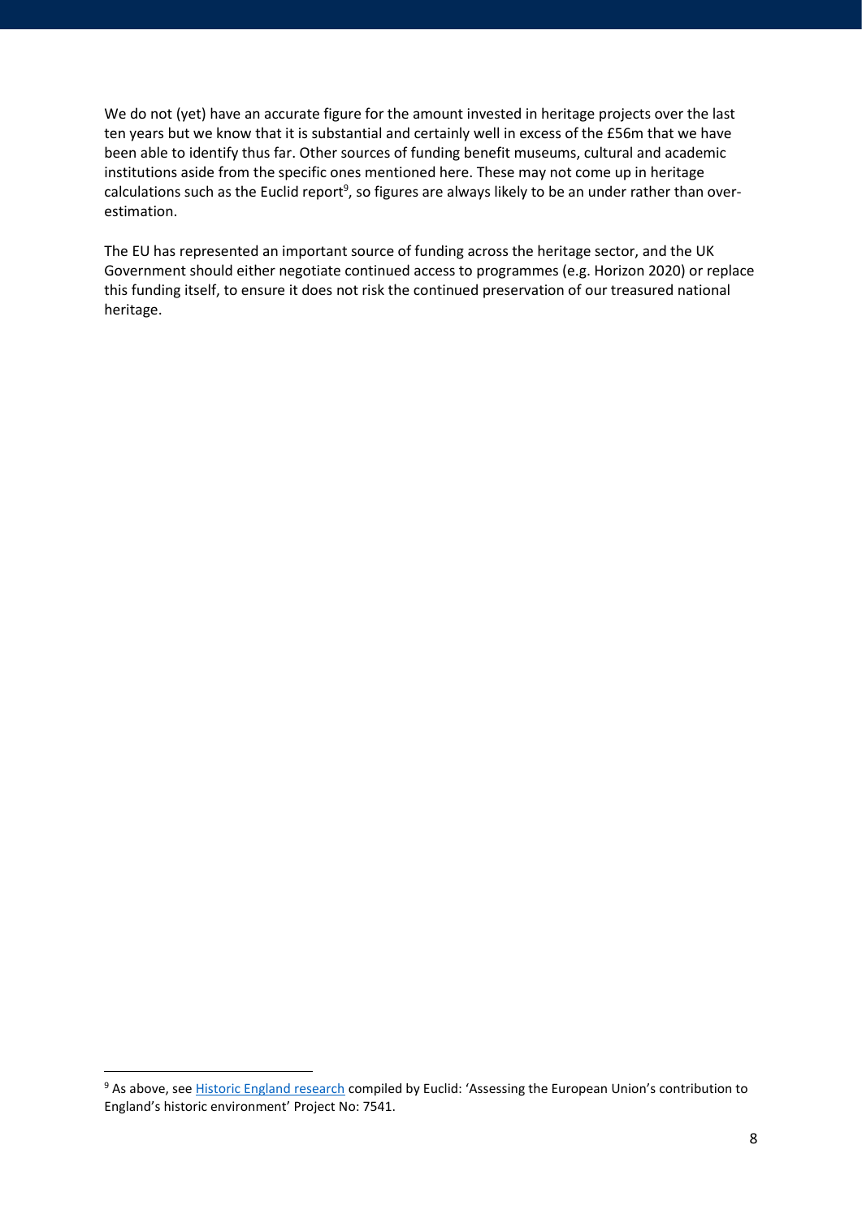We do not (yet) have an accurate figure for the amount invested in heritage projects over the last ten years but we know that it is substantial and certainly well in excess of the £56m that we have been able to identify thus far. Other sources of funding benefit museums, cultural and academic institutions aside from the specific ones mentioned here. These may not come up in heritage calculations such as the Euclid report[9], so figures are always likely to be an under rather than over-estimation.

The EU has represented an important source of funding across the heritage sector, and the UK Government should either negotiate continued access to programmes (e.g. Horizon 2020) or replace this funding itself, to ensure it does not risk the continued preservation of our treasured national heritage.

---

[9] As above, see Historic England research compiled by Euclid: 'Assessing the European Union's contribution to England's historic environment' Project No: 7541.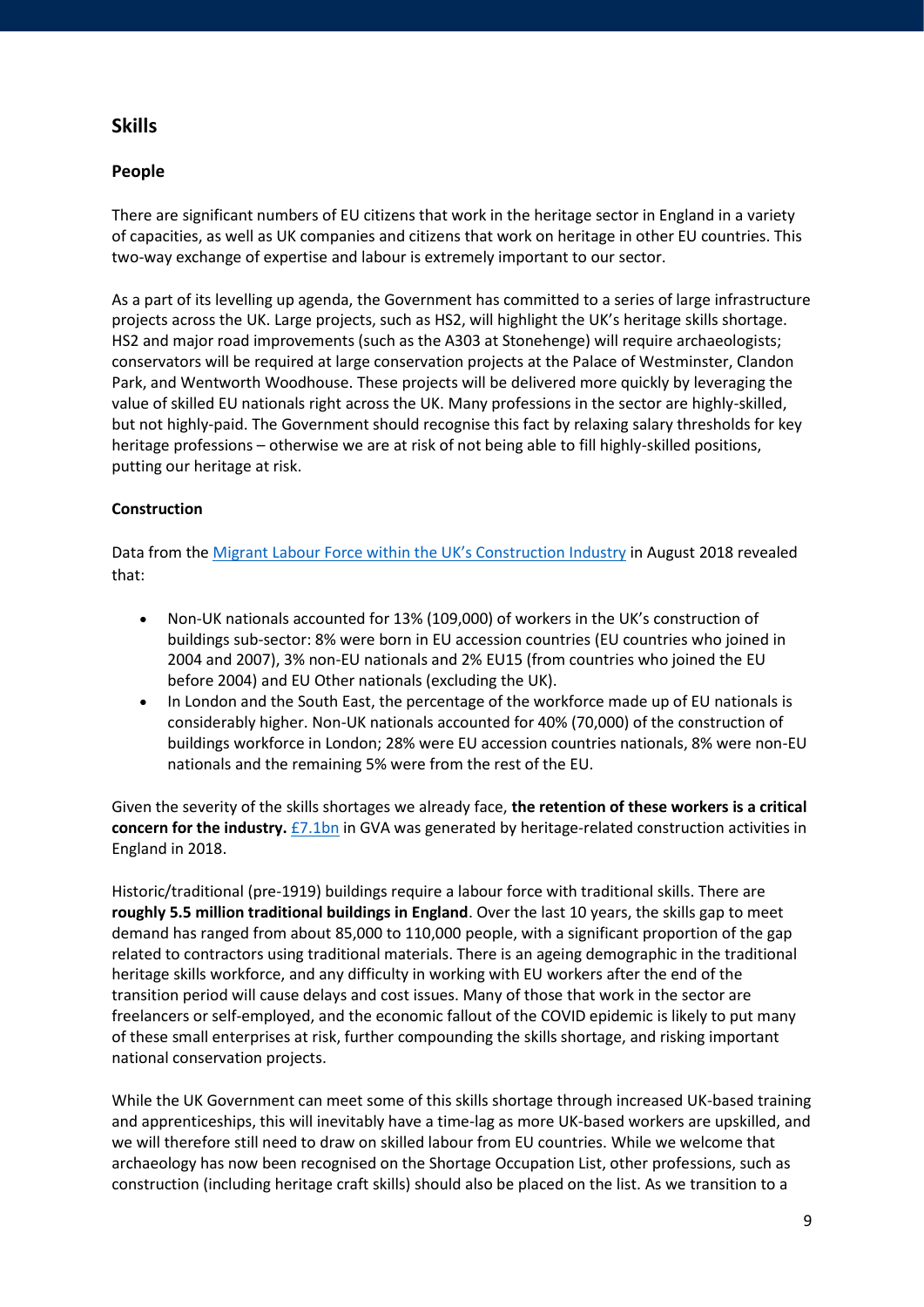## Skills

### People

There are significant numbers of EU citizens that work in the heritage sector in England in a variety of capacities, as well as UK companies and citizens that work on heritage in other EU countries. This two-way exchange of expertise and labour is extremely important to our sector.

As a part of its levelling up agenda, the Government has committed to a series of large infrastructure projects across the UK. Large projects, such as HS2, will highlight the UK's heritage skills shortage. HS2 and major road improvements (such as the A303 at Stonehenge) will require archaeologists; conservators will be required at large conservation projects at the Palace of Westminster, Clandon Park, and Wentworth Woodhouse. These projects will be delivered more quickly by leveraging the value of skilled EU nationals right across the UK. Many professions in the sector are highly-skilled, but not highly-paid. The Government should recognise this fact by relaxing salary thresholds for key heritage professions – otherwise we are at risk of not being able to fill highly-skilled positions, putting our heritage at risk.

#### Construction

Data from the [Migrant Labour Force within the UK's Construction Industry] in August 2018 revealed that:

- Non-UK nationals accounted for 13% (109,000) of workers in the UK's construction of buildings sub-sector: 8% were born in EU accession countries (EU countries who joined in 2004 and 2007), 3% non-EU nationals and 2% EU15 (from countries who joined the EU before 2004) and EU Other nationals (excluding the UK).
- In London and the South East, the percentage of the workforce made up of EU nationals is considerably higher. Non-UK nationals accounted for 40% (70,000) of the construction of buildings workforce in London; 28% were EU accession countries nationals, 8% were non-EU nationals and the remaining 5% were from the rest of the EU.

Given the severity of the skills shortages we already face, **the retention of these workers is a critical concern for the industry.** £7.1bn in GVA was generated by heritage-related construction activities in England in 2018.

Historic/traditional (pre-1919) buildings require a labour force with traditional skills. There are **roughly 5.5 million traditional buildings in England**. Over the last 10 years, the skills gap to meet demand has ranged from about 85,000 to 110,000 people, with a significant proportion of the gap related to contractors using traditional materials. There is an ageing demographic in the traditional heritage skills workforce, and any difficulty in working with EU workers after the end of the transition period will cause delays and cost issues. Many of those that work in the sector are freelancers or self-employed, and the economic fallout of the COVID epidemic is likely to put many of these small enterprises at risk, further compounding the skills shortage, and risking important national conservation projects.

While the UK Government can meet some of this skills shortage through increased UK-based training and apprenticeships, this will inevitably have a time-lag as more UK-based workers are upskilled, and we will therefore still need to draw on skilled labour from EU countries. While we welcome that archaeology has now been recognised on the Shortage Occupation List, other professions, such as construction (including heritage craft skills) should also be placed on the list. As we transition to a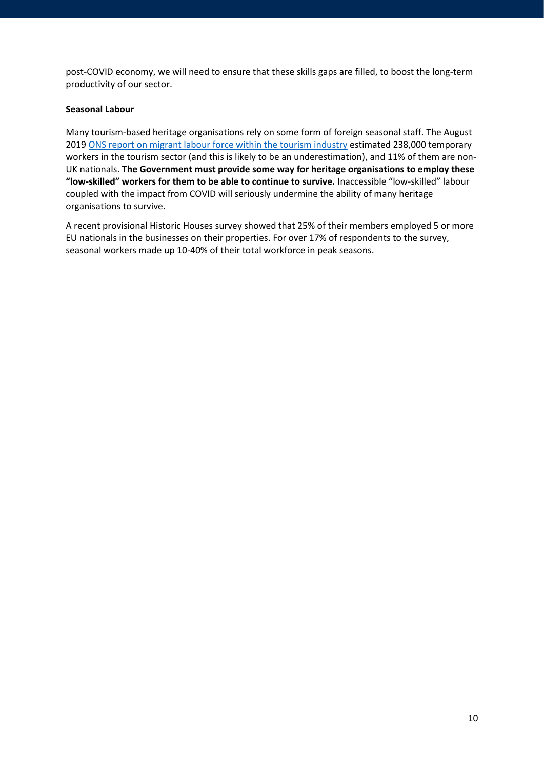post-COVID economy, we will need to ensure that these skills gaps are filled, to boost the long-term productivity of our sector.

**Seasonal Labour**

Many tourism-based heritage organisations rely on some form of foreign seasonal staff. The August 2019 [ONS report on migrant labour force within the tourism industry]() estimated 238,000 temporary workers in the tourism sector (and this is likely to be an underestimation), and 11% of them are non-UK nationals. **The Government must provide some way for heritage organisations to employ these "low-skilled" workers for them to be able to continue to survive.** Inaccessible "low-skilled" labour coupled with the impact from COVID will seriously undermine the ability of many heritage organisations to survive.

A recent provisional Historic Houses survey showed that 25% of their members employed 5 or more EU nationals in the businesses on their properties. For over 17% of respondents to the survey, seasonal workers made up 10-40% of their total workforce in peak seasons.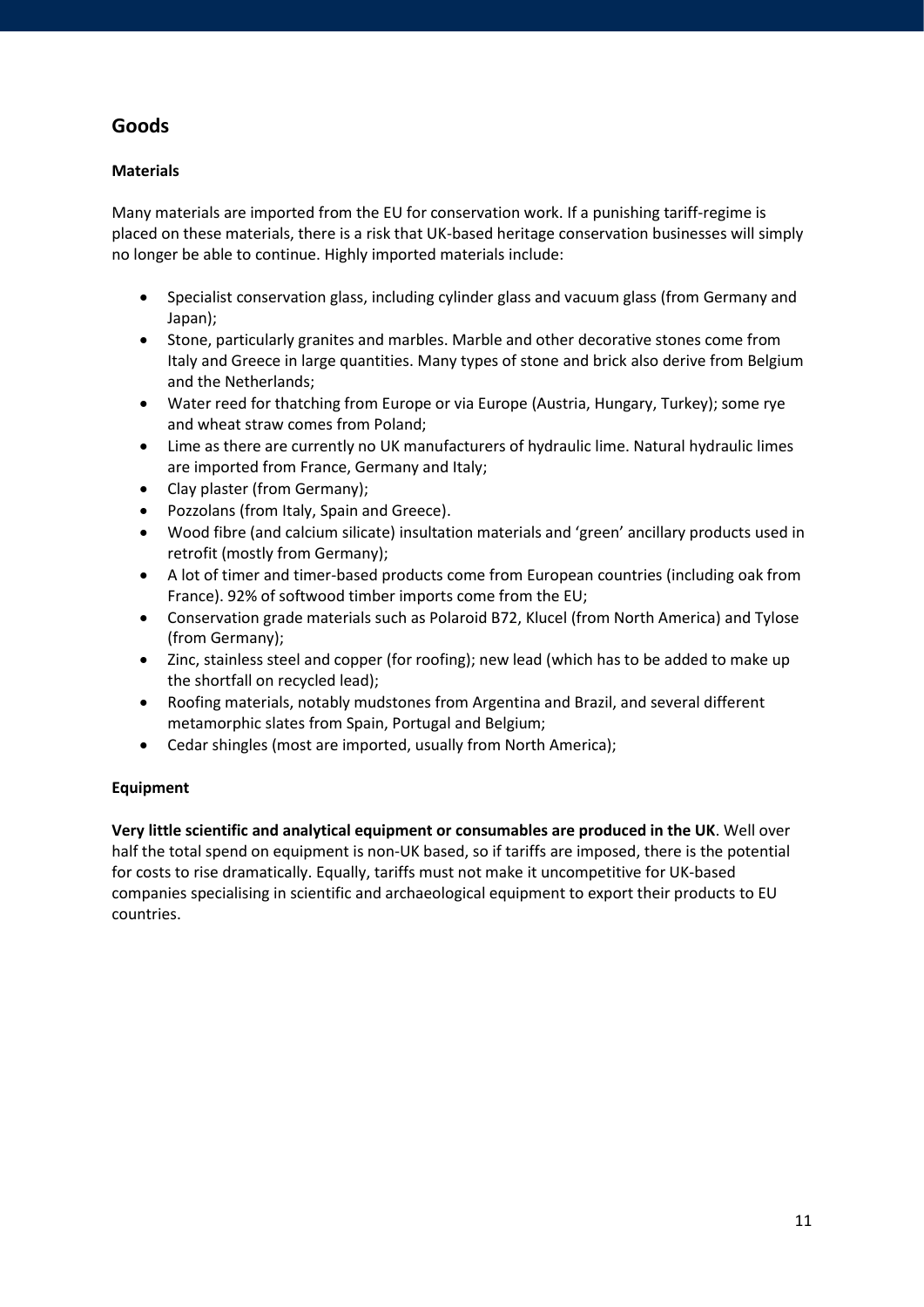## Goods

**Materials**

Many materials are imported from the EU for conservation work. If a punishing tariff-regime is placed on these materials, there is a risk that UK-based heritage conservation businesses will simply no longer be able to continue. Highly imported materials include:

- Specialist conservation glass, including cylinder glass and vacuum glass (from Germany and Japan);
- Stone, particularly granites and marbles. Marble and other decorative stones come from Italy and Greece in large quantities. Many types of stone and brick also derive from Belgium and the Netherlands;
- Water reed for thatching from Europe or via Europe (Austria, Hungary, Turkey); some rye and wheat straw comes from Poland;
- Lime as there are currently no UK manufacturers of hydraulic lime. Natural hydraulic limes are imported from France, Germany and Italy;
- Clay plaster (from Germany);
- Pozzolans (from Italy, Spain and Greece).
- Wood fibre (and calcium silicate) insultation materials and 'green' ancillary products used in retrofit (mostly from Germany);
- A lot of timer and timer-based products come from European countries (including oak from France). 92% of softwood timber imports come from the EU;
- Conservation grade materials such as Polaroid B72, Klucel (from North America) and Tylose (from Germany);
- Zinc, stainless steel and copper (for roofing); new lead (which has to be added to make up the shortfall on recycled lead);
- Roofing materials, notably mudstones from Argentina and Brazil, and several different metamorphic slates from Spain, Portugal and Belgium;
- Cedar shingles (most are imported, usually from North America);

**Equipment**

**Very little scientific and analytical equipment or consumables are produced in the UK**. Well over half the total spend on equipment is non-UK based, so if tariffs are imposed, there is the potential for costs to rise dramatically. Equally, tariffs must not make it uncompetitive for UK-based companies specialising in scientific and archaeological equipment to export their products to EU countries.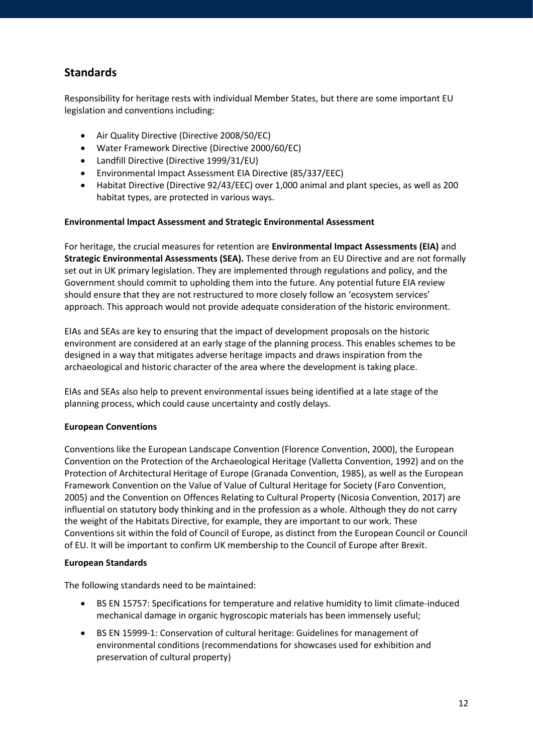## Standards

Responsibility for heritage rests with individual Member States, but there are some important EU legislation and conventions including:

- Air Quality Directive (Directive 2008/50/EC)
- Water Framework Directive (Directive 2000/60/EC)
- Landfill Directive (Directive 1999/31/EU)
- Environmental Impact Assessment EIA Directive (85/337/EEC)
- Habitat Directive (Directive 92/43/EEC) over 1,000 animal and plant species, as well as 200 habitat types, are protected in various ways.

**Environmental Impact Assessment and Strategic Environmental Assessment**

For heritage, the crucial measures for retention are **Environmental Impact Assessments (EIA)** and **Strategic Environmental Assessments (SEA).** These derive from an EU Directive and are not formally set out in UK primary legislation. They are implemented through regulations and policy, and the Government should commit to upholding them into the future. Any potential future EIA review should ensure that they are not restructured to more closely follow an 'ecosystem services' approach. This approach would not provide adequate consideration of the historic environment.

EIAs and SEAs are key to ensuring that the impact of development proposals on the historic environment are considered at an early stage of the planning process. This enables schemes to be designed in a way that mitigates adverse heritage impacts and draws inspiration from the archaeological and historic character of the area where the development is taking place.

EIAs and SEAs also help to prevent environmental issues being identified at a late stage of the planning process, which could cause uncertainty and costly delays.

**European Conventions**

Conventions like the European Landscape Convention (Florence Convention, 2000), the European Convention on the Protection of the Archaeological Heritage (Valletta Convention, 1992) and on the Protection of Architectural Heritage of Europe (Granada Convention, 1985), as well as the European Framework Convention on the Value of Value of Cultural Heritage for Society (Faro Convention, 2005) and the Convention on Offences Relating to Cultural Property (Nicosia Convention, 2017) are influential on statutory body thinking and in the profession as a whole. Although they do not carry the weight of the Habitats Directive, for example, they are important to our work. These Conventions sit within the fold of Council of Europe, as distinct from the European Council or Council of EU. It will be important to confirm UK membership to the Council of Europe after Brexit.

**European Standards**

The following standards need to be maintained:

- BS EN 15757: Specifications for temperature and relative humidity to limit climate-induced mechanical damage in organic hygroscopic materials has been immensely useful;
- BS EN 15999-1: Conservation of cultural heritage: Guidelines for management of environmental conditions (recommendations for showcases used for exhibition and preservation of cultural property)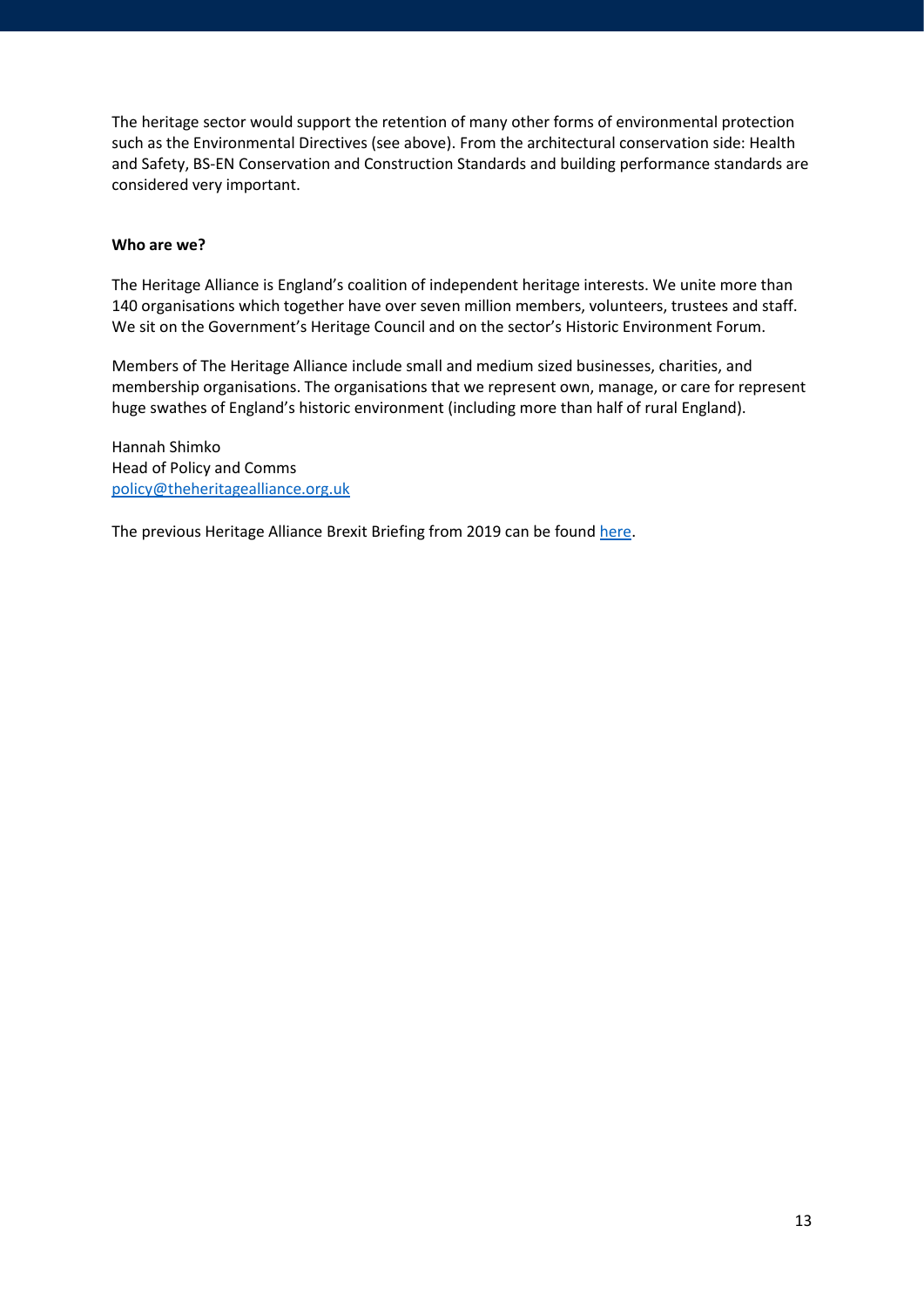The heritage sector would support the retention of many other forms of environmental protection such as the Environmental Directives (see above). From the architectural conservation side: Health and Safety, BS-EN Conservation and Construction Standards and building performance standards are considered very important.

**Who are we?**

The Heritage Alliance is England's coalition of independent heritage interests. We unite more than 140 organisations which together have over seven million members, volunteers, trustees and staff. We sit on the Government's Heritage Council and on the sector's Historic Environment Forum.

Members of The Heritage Alliance include small and medium sized businesses, charities, and membership organisations. The organisations that we represent own, manage, or care for represent huge swathes of England's historic environment (including more than half of rural England).

Hannah Shimko
Head of Policy and Comms
policy@theheritagealliance.org.uk

The previous Heritage Alliance Brexit Briefing from 2019 can be found here.